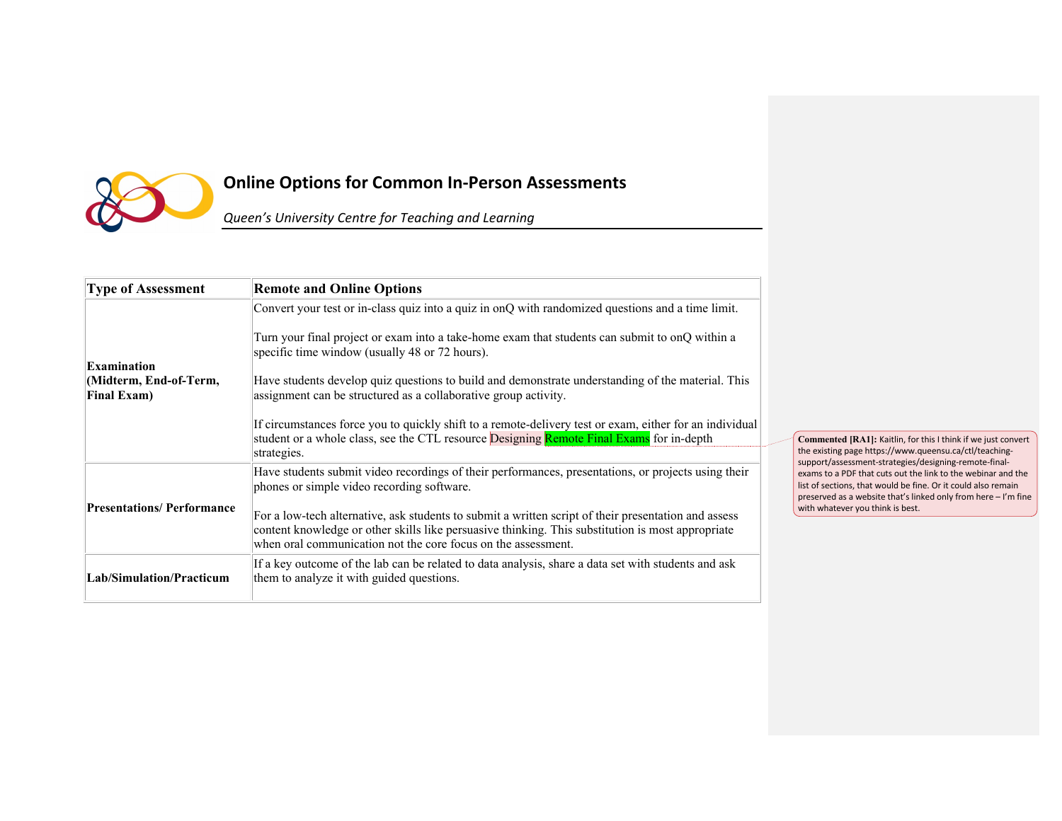# Online Options for Common In-Person Assessments

*Queen's University Centre for Teaching and Learning*

| Type of Assessment | Remote and Online Options |
|---|---|
| **Examination (Midterm, End-of-Term, Final Exam)** | Convert your test or in-class quiz into a quiz in onQ with randomized questions and a time limit.<br><br>Turn your final project or exam into a take-home exam that students can submit to onQ within a specific time window (usually 48 or 72 hours).<br><br>Have students develop quiz questions to build and demonstrate understanding of the material. This assignment can be structured as a collaborative group activity.<br><br>If circumstances force you to quickly shift to a remote-delivery test or exam, either for an individual student or a whole class, see the CTL resource Designing Remote Final Exams for in-depth strategies. |
| **Presentations/ Performance** | Have students submit video recordings of their performances, presentations, or projects using their phones or simple video recording software.<br><br>For a low-tech alternative, ask students to submit a written script of their presentation and assess content knowledge or other skills like persuasive thinking. This substitution is most appropriate when oral communication not the core focus on the assessment. |
| **Lab/Simulation/Practicum** | If a key outcome of the lab can be related to data analysis, share a data set with students and ask them to analyze it with guided questions. |

**Commented [RA1]:** Kaitlin, for this I think if we just convert the existing page https://www.queensu.ca/ctl/teaching-support/assessment-strategies/designing-remote-final-exams to a PDF that cuts out the link to the webinar and the list of sections, that would be fine. Or it could also remain preserved as a website that's linked only from here – I'm fine with whatever you think is best.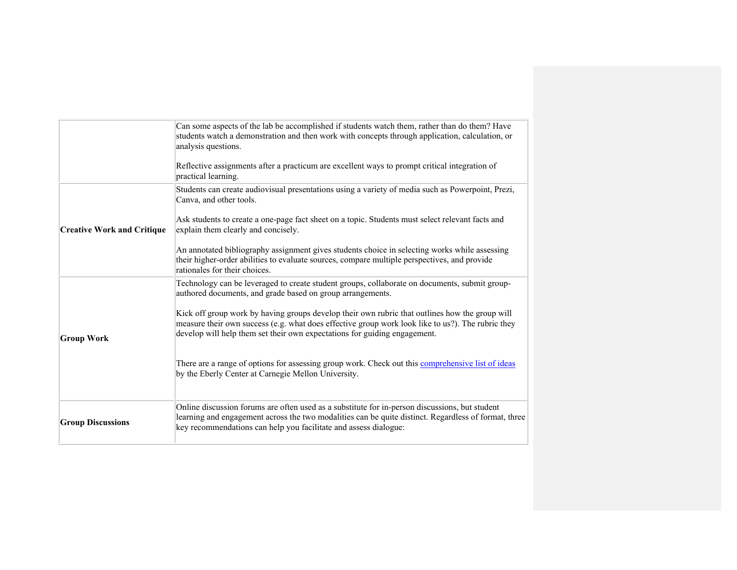| | |
|---|---|
| | Can some aspects of the lab be accomplished if students watch them, rather than do them? Have students watch a demonstration and then work with concepts through application, calculation, or analysis questions.<br><br>Reflective assignments after a practicum are excellent ways to prompt critical integration of practical learning. |
| **Creative Work and Critique** | Students can create audiovisual presentations using a variety of media such as Powerpoint, Prezi, Canva, and other tools.<br><br>Ask students to create a one-page fact sheet on a topic. Students must select relevant facts and explain them clearly and concisely.<br><br>An annotated bibliography assignment gives students choice in selecting works while assessing their higher-order abilities to evaluate sources, compare multiple perspectives, and provide rationales for their choices. |
| **Group Work** | Technology can be leveraged to create student groups, collaborate on documents, submit group-authored documents, and grade based on group arrangements.<br><br>Kick off group work by having groups develop their own rubric that outlines how the group will measure their own success (e.g. what does effective group work look like to us?). The rubric they develop will help them set their own expectations for guiding engagement.<br><br>There are a range of options for assessing group work. Check out this comprehensive list of ideas by the Eberly Center at Carnegie Mellon University. |
| **Group Discussions** | Online discussion forums are often used as a substitute for in-person discussions, but student learning and engagement across the two modalities can be quite distinct. Regardless of format, three key recommendations can help you facilitate and assess dialogue: |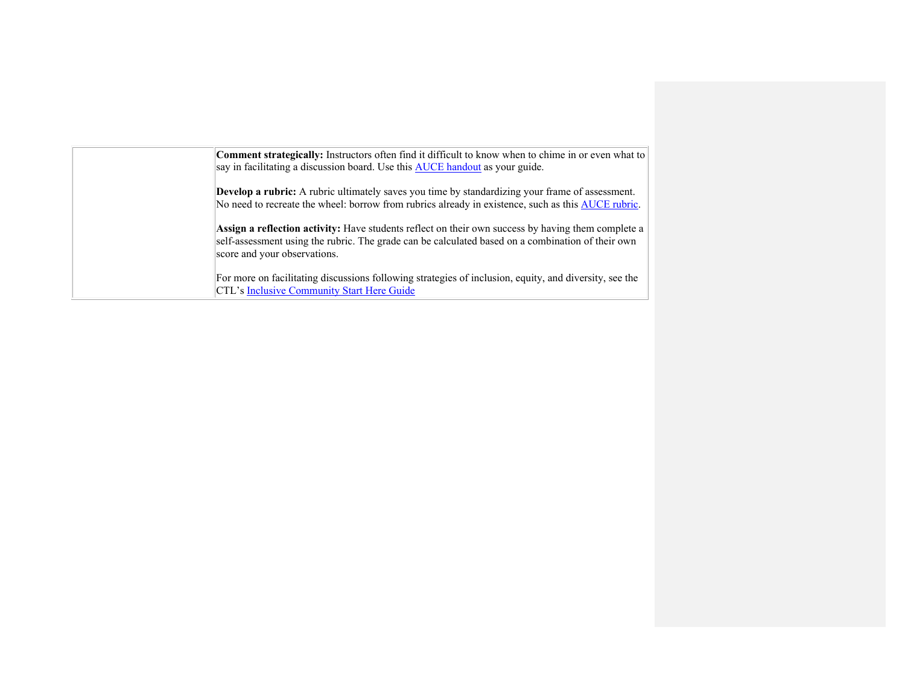| | |
|---|---|
| | **Comment strategically:** Instructors often find it difficult to know when to chime in or even what to say in facilitating a discussion board. Use this AUCE handout as your guide.<br><br>**Develop a rubric:** A rubric ultimately saves you time by standardizing your frame of assessment. No need to recreate the wheel: borrow from rubrics already in existence, such as this AUCE rubric.<br><br>**Assign a reflection activity:** Have students reflect on their own success by having them complete a self-assessment using the rubric. The grade can be calculated based on a combination of their own score and your observations.<br><br>For more on facilitating discussions following strategies of inclusion, equity, and diversity, see the CTL's Inclusive Community Start Here Guide |